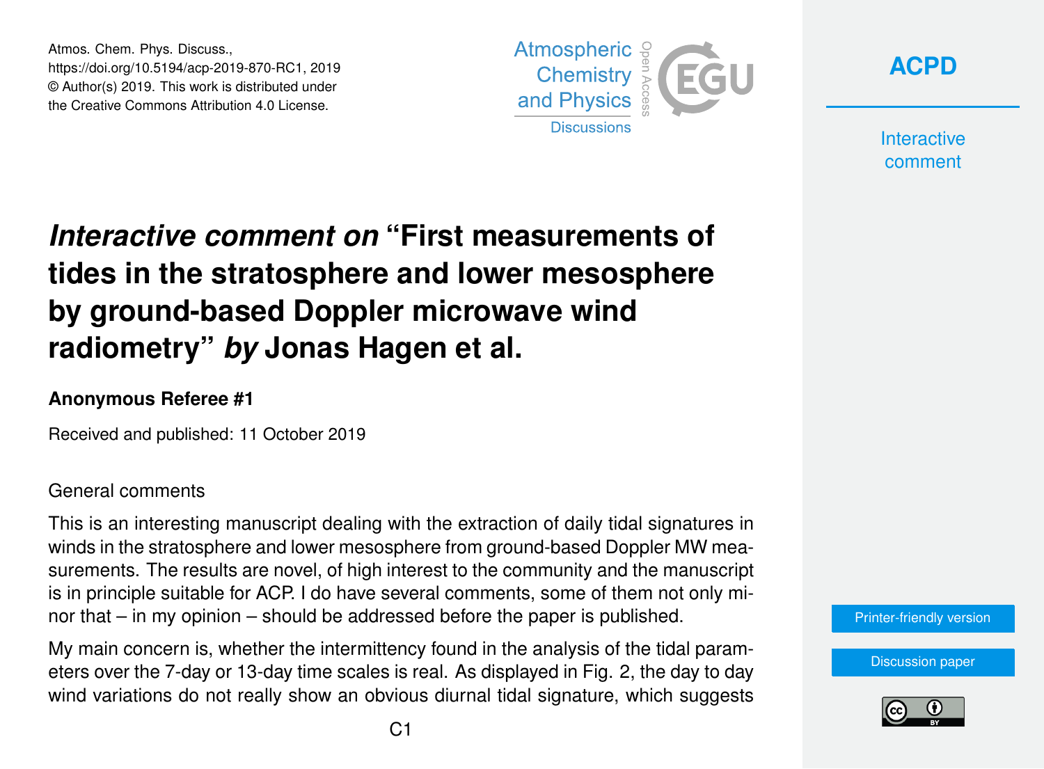# *Interactive comment on* "First measurements of tides in the stratosphere and lower mesosphere by ground-based Doppler microwave wind radiometry" *by* Jonas Hagen et al.

**Anonymous Referee #1**

Received and published: 11 October 2019

General comments

This is an interesting manuscript dealing with the extraction of daily tidal signatures in winds in the stratosphere and lower mesosphere from ground-based Doppler MW measurements. The results are novel, of high interest to the community and the manuscript is in principle suitable for ACP. I do have several comments, some of them not only minor that – in my opinion – should be addressed before the paper is published.

My main concern is, whether the intermittency found in the analysis of the tidal parameters over the 7-day or 13-day time scales is real. As displayed in Fig. 2, the day to day wind variations do not really show an obvious diurnal tidal signature, which suggests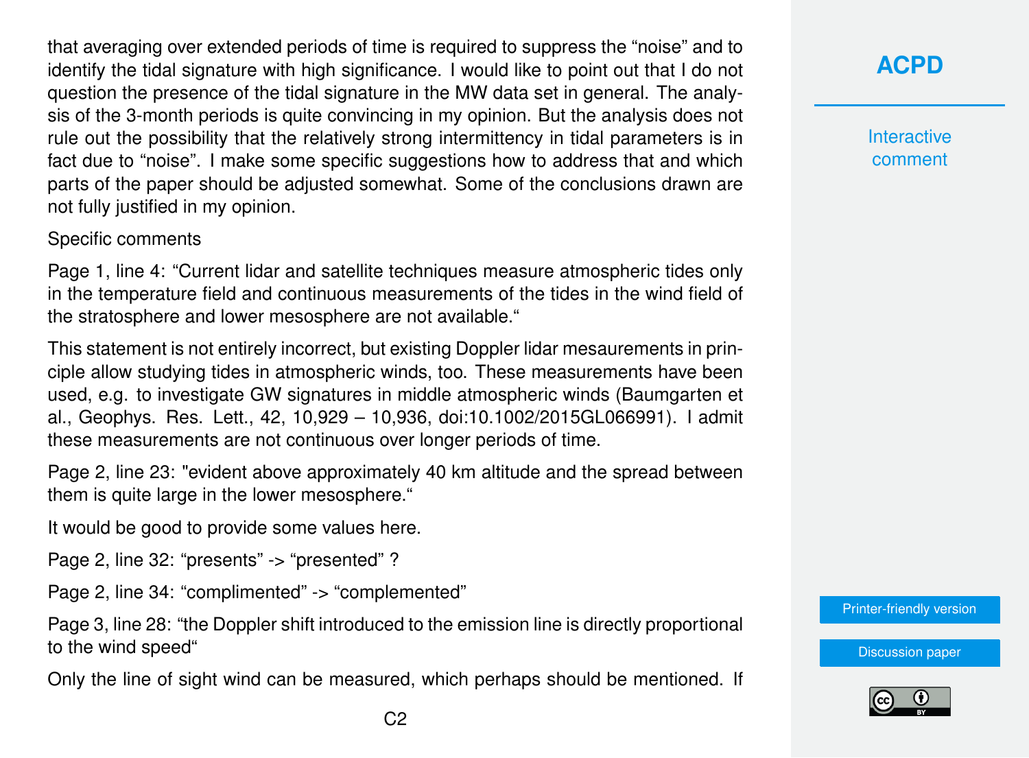that averaging over extended periods of time is required to suppress the "noise" and to identify the tidal signature with high significance. I would like to point out that I do not question the presence of the tidal signature in the MW data set in general. The analysis of the 3-month periods is quite convincing in my opinion. But the analysis does not rule out the possibility that the relatively strong intermittency in tidal parameters is in fact due to "noise". I make some specific suggestions how to address that and which parts of the paper should be adjusted somewhat. Some of the conclusions drawn are not fully justified in my opinion.

Specific comments

Page 1, line 4: "Current lidar and satellite techniques measure atmospheric tides only in the temperature field and continuous measurements of the tides in the wind field of the stratosphere and lower mesosphere are not available."

This statement is not entirely incorrect, but existing Doppler lidar mesaurements in principle allow studying tides in atmospheric winds, too. These measurements have been used, e.g. to investigate GW signatures in middle atmospheric winds (Baumgarten et al., Geophys. Res. Lett., 42, 10,929 – 10,936, doi:10.1002/2015GL066991). I admit these measurements are not continuous over longer periods of time.

Page 2, line 23: "evident above approximately 40 km altitude and the spread between them is quite large in the lower mesosphere."

It would be good to provide some values here.

Page 2, line 32: "presents" -> "presented" ?

Page 2, line 34: "complimented" -> "complemented"

Page 3, line 28: "the Doppler shift introduced to the emission line is directly proportional to the wind speed"

Only the line of sight wind can be measured, which perhaps should be mentioned. If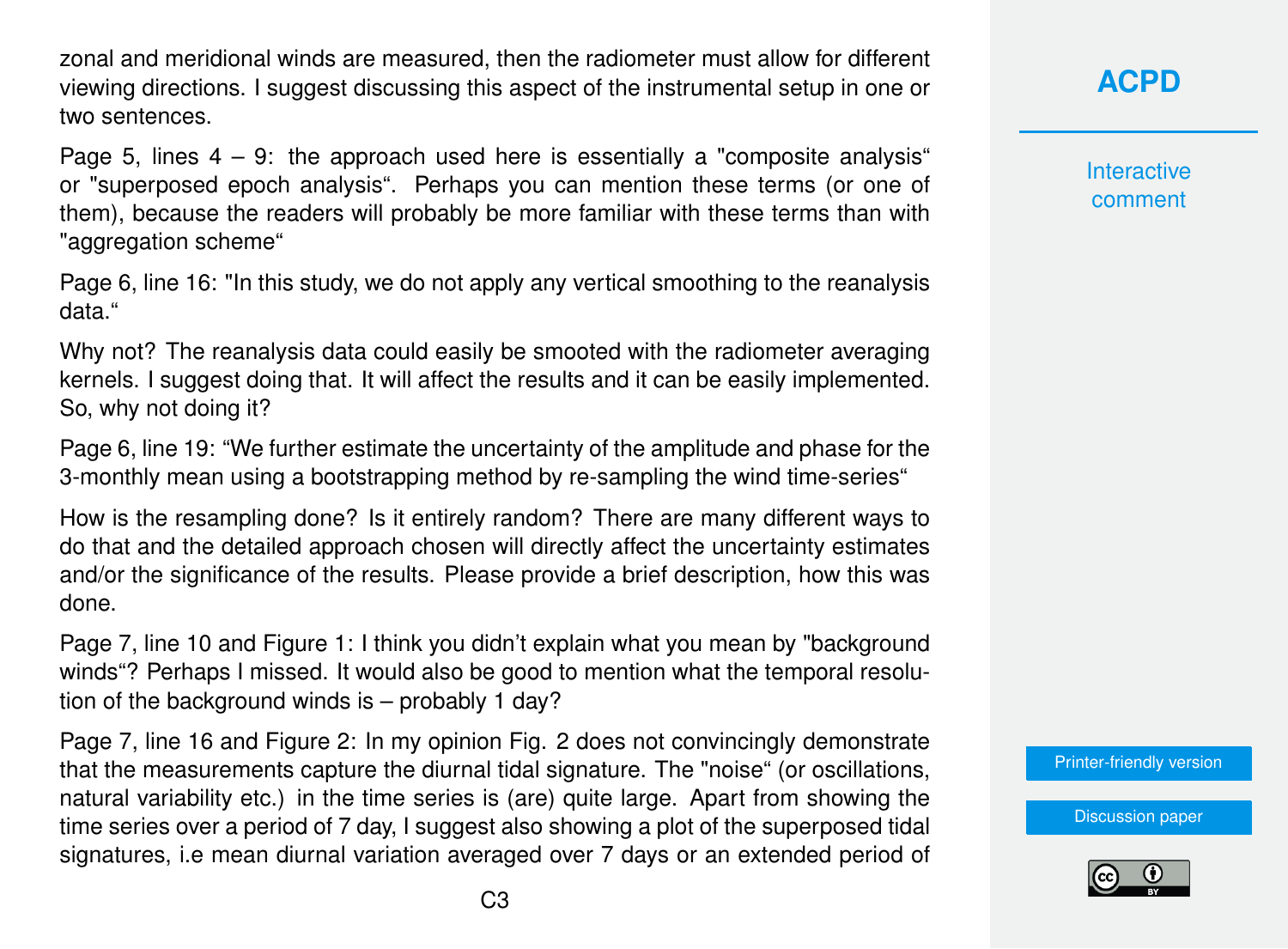zonal and meridional winds are measured, then the radiometer must allow for different viewing directions. I suggest discussing this aspect of the instrumental setup in one or two sentences.

Page 5, lines 4 – 9: the approach used here is essentially a "composite analysis" or "superposed epoch analysis". Perhaps you can mention these terms (or one of them), because the readers will probably be more familiar with these terms than with "aggregation scheme"

Page 6, line 16: "In this study, we do not apply any vertical smoothing to the reanalysis data."

Why not? The reanalysis data could easily be smooted with the radiometer averaging kernels. I suggest doing that. It will affect the results and it can be easily implemented. So, why not doing it?

Page 6, line 19: "We further estimate the uncertainty of the amplitude and phase for the 3-monthly mean using a bootstrapping method by re-sampling the wind time-series"

How is the resampling done? Is it entirely random? There are many different ways to do that and the detailed approach chosen will directly affect the uncertainty estimates and/or the significance of the results. Please provide a brief description, how this was done.

Page 7, line 10 and Figure 1: I think you didn't explain what you mean by "background winds"? Perhaps I missed. It would also be good to mention what the temporal resolution of the background winds is – probably 1 day?

Page 7, line 16 and Figure 2: In my opinion Fig. 2 does not convincingly demonstrate that the measurements capture the diurnal tidal signature. The "noise" (or oscillations, natural variability etc.) in the time series is (are) quite large. Apart from showing the time series over a period of 7 day, I suggest also showing a plot of the superposed tidal signatures, i.e mean diurnal variation averaged over 7 days or an extended period of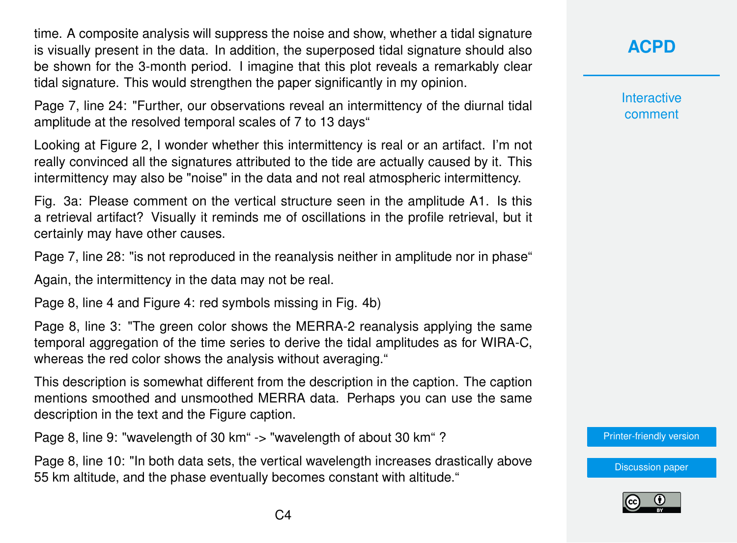time. A composite analysis will suppress the noise and show, whether a tidal signature is visually present in the data. In addition, the superposed tidal signature should also be shown for the 3-month period. I imagine that this plot reveals a remarkably clear tidal signature. This would strengthen the paper significantly in my opinion.

Page 7, line 24: "Further, our observations reveal an intermittency of the diurnal tidal amplitude at the resolved temporal scales of 7 to 13 days"

Looking at Figure 2, I wonder whether this intermittency is real or an artifact. I'm not really convinced all the signatures attributed to the tide are actually caused by it. This intermittency may also be "noise" in the data and not real atmospheric intermittency.

Fig. 3a: Please comment on the vertical structure seen in the amplitude A1. Is this a retrieval artifact? Visually it reminds me of oscillations in the profile retrieval, but it certainly may have other causes.

Page 7, line 28: "is not reproduced in the reanalysis neither in amplitude nor in phase"

Again, the intermittency in the data may not be real.

Page 8, line 4 and Figure 4: red symbols missing in Fig. 4b)

Page 8, line 3: "The green color shows the MERRA-2 reanalysis applying the same temporal aggregation of the time series to derive the tidal amplitudes as for WIRA-C, whereas the red color shows the analysis without averaging."

This description is somewhat different from the description in the caption. The caption mentions smoothed and unsmoothed MERRA data. Perhaps you can use the same description in the text and the Figure caption.

Page 8, line 9: "wavelength of 30 km" -> "wavelength of about 30 km" ?

Page 8, line 10: "In both data sets, the vertical wavelength increases drastically above 55 km altitude, and the phase eventually becomes constant with altitude."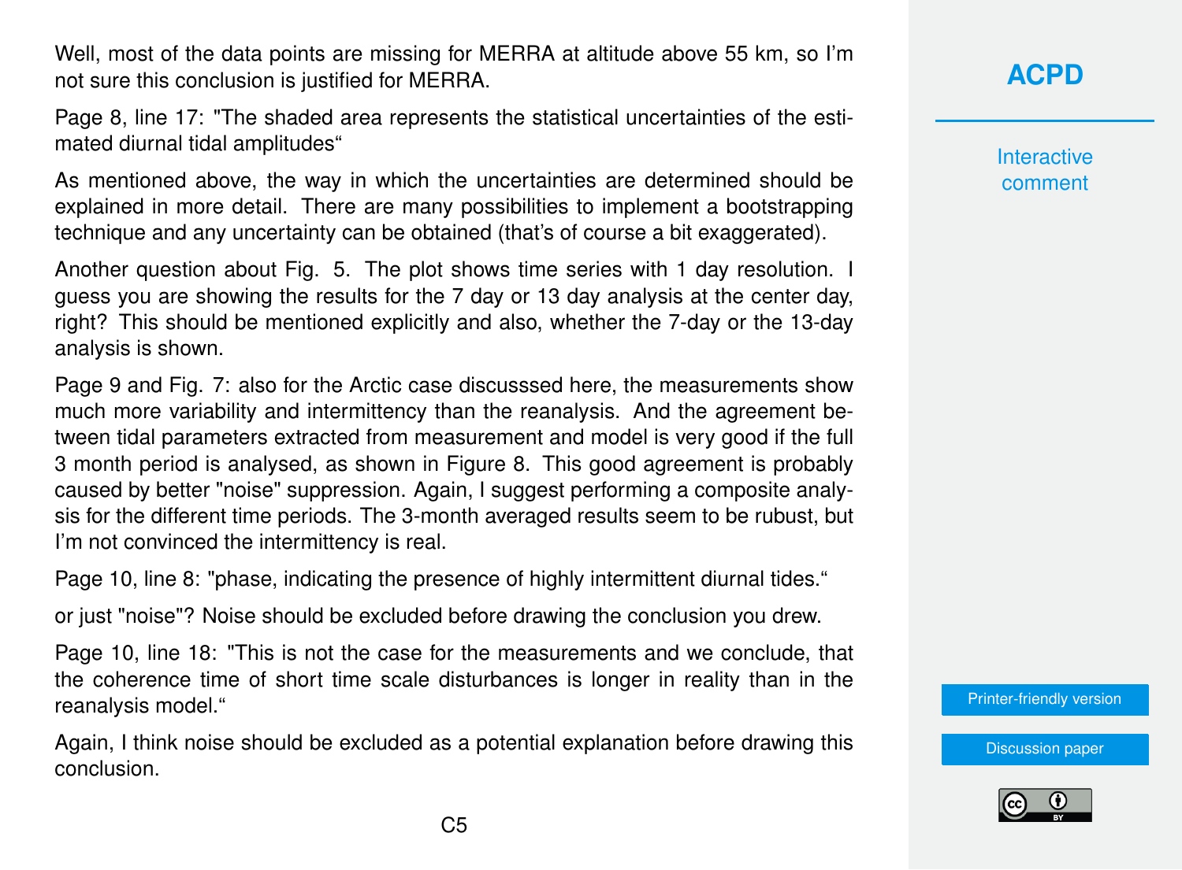Well, most of the data points are missing for MERRA at altitude above 55 km, so I'm not sure this conclusion is justified for MERRA.

Page 8, line 17: "The shaded area represents the statistical uncertainties of the estimated diurnal tidal amplitudes"

As mentioned above, the way in which the uncertainties are determined should be explained in more detail. There are many possibilities to implement a bootstrapping technique and any uncertainty can be obtained (that's of course a bit exaggerated).

Another question about Fig. 5. The plot shows time series with 1 day resolution. I guess you are showing the results for the 7 day or 13 day analysis at the center day, right? This should be mentioned explicitly and also, whether the 7-day or the 13-day analysis is shown.

Page 9 and Fig. 7: also for the Arctic case discusssed here, the measurements show much more variability and intermittency than the reanalysis. And the agreement between tidal parameters extracted from measurement and model is very good if the full 3 month period is analysed, as shown in Figure 8. This good agreement is probably caused by better "noise" suppression. Again, I suggest performing a composite analysis for the different time periods. The 3-month averaged results seem to be rubust, but I'm not convinced the intermittency is real.

Page 10, line 8: "phase, indicating the presence of highly intermittent diurnal tides."

or just "noise"? Noise should be excluded before drawing the conclusion you drew.

Page 10, line 18: "This is not the case for the measurements and we conclude, that the coherence time of short time scale disturbances is longer in reality than in the reanalysis model."

Again, I think noise should be excluded as a potential explanation before drawing this conclusion.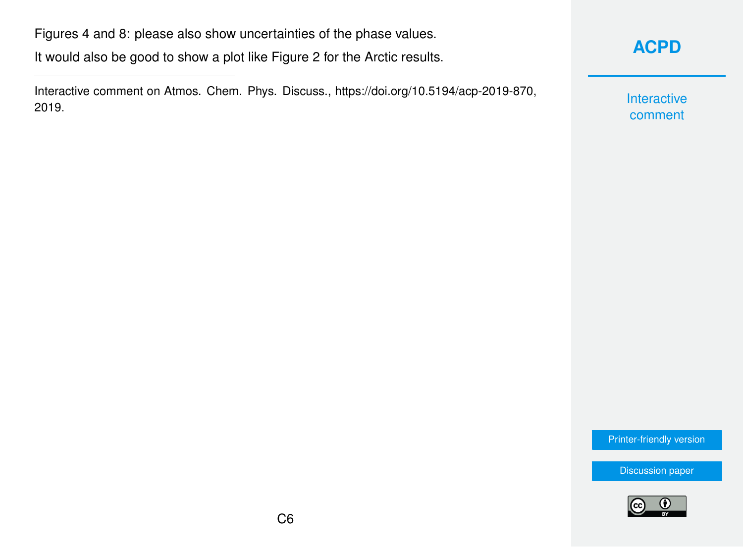Figures 4 and 8: please also show uncertainties of the phase values.

It would also be good to show a plot like Figure 2 for the Arctic results.

---

Interactive comment on Atmos. Chem. Phys. Discuss., https://doi.org/10.5194/acp-2019-870, 2019.